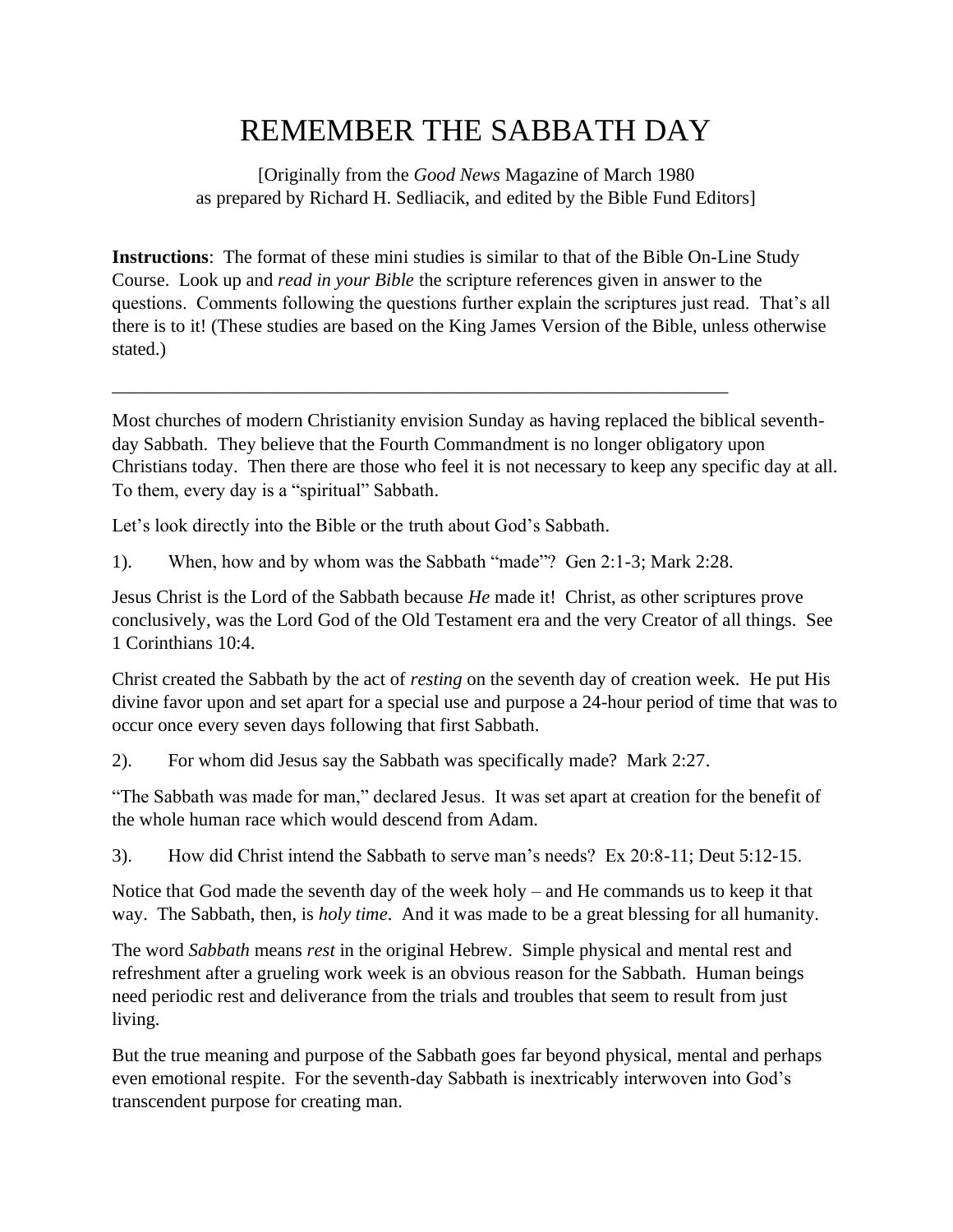# REMEMBER THE SABBATH DAY

[Originally from the *Good News* Magazine of March 1980
as prepared by Richard H. Sedliacik, and edited by the Bible Fund Editors]

**Instructions**: The format of these mini studies is similar to that of the Bible On-Line Study Course. Look up and *read in your Bible* the scripture references given in answer to the questions. Comments following the questions further explain the scriptures just read. That's all there is to it! (These studies are based on the King James Version of the Bible, unless otherwise stated.)

---

Most churches of modern Christianity envision Sunday as having replaced the biblical seventh-day Sabbath. They believe that the Fourth Commandment is no longer obligatory upon Christians today. Then there are those who feel it is not necessary to keep any specific day at all. To them, every day is a "spiritual" Sabbath.

Let's look directly into the Bible or the truth about God's Sabbath.

1). When, how and by whom was the Sabbath "made"? Gen 2:1-3; Mark 2:28.

Jesus Christ is the Lord of the Sabbath because *He* made it! Christ, as other scriptures prove conclusively, was the Lord God of the Old Testament era and the very Creator of all things. See 1 Corinthians 10:4.

Christ created the Sabbath by the act of *resting* on the seventh day of creation week. He put His divine favor upon and set apart for a special use and purpose a 24-hour period of time that was to occur once every seven days following that first Sabbath.

2). For whom did Jesus say the Sabbath was specifically made? Mark 2:27.

"The Sabbath was made for man," declared Jesus. It was set apart at creation for the benefit of the whole human race which would descend from Adam.

3). How did Christ intend the Sabbath to serve man's needs? Ex 20:8-11; Deut 5:12-15.

Notice that God made the seventh day of the week holy – and He commands us to keep it that way. The Sabbath, then, is *holy time*. And it was made to be a great blessing for all humanity.

The word *Sabbath* means *rest* in the original Hebrew. Simple physical and mental rest and refreshment after a grueling work week is an obvious reason for the Sabbath. Human beings need periodic rest and deliverance from the trials and troubles that seem to result from just living.

But the true meaning and purpose of the Sabbath goes far beyond physical, mental and perhaps even emotional respite. For the seventh-day Sabbath is inextricably interwoven into God's transcendent purpose for creating man.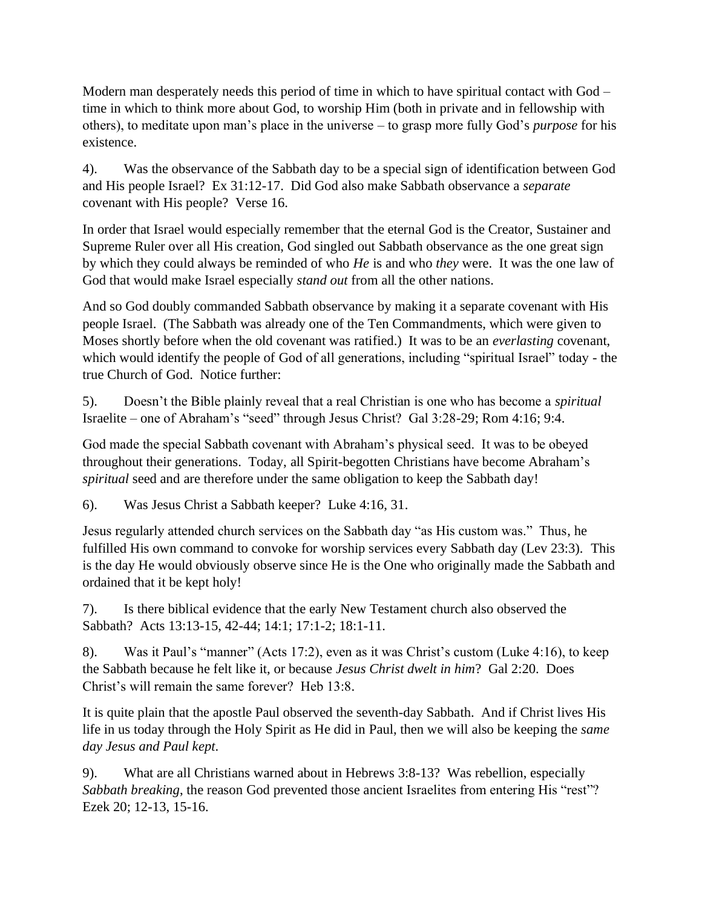Modern man desperately needs this period of time in which to have spiritual contact with God – time in which to think more about God, to worship Him (both in private and in fellowship with others), to meditate upon man's place in the universe – to grasp more fully God's *purpose* for his existence.

4). Was the observance of the Sabbath day to be a special sign of identification between God and His people Israel? Ex 31:12-17. Did God also make Sabbath observance a *separate* covenant with His people? Verse 16.

In order that Israel would especially remember that the eternal God is the Creator, Sustainer and Supreme Ruler over all His creation, God singled out Sabbath observance as the one great sign by which they could always be reminded of who *He* is and who *they* were. It was the one law of God that would make Israel especially *stand out* from all the other nations.

And so God doubly commanded Sabbath observance by making it a separate covenant with His people Israel. (The Sabbath was already one of the Ten Commandments, which were given to Moses shortly before when the old covenant was ratified.) It was to be an *everlasting* covenant, which would identify the people of God of all generations, including "spiritual Israel" today - the true Church of God. Notice further:

5). Doesn't the Bible plainly reveal that a real Christian is one who has become a *spiritual* Israelite – one of Abraham's "seed" through Jesus Christ? Gal 3:28-29; Rom 4:16; 9:4.

God made the special Sabbath covenant with Abraham's physical seed. It was to be obeyed throughout their generations. Today, all Spirit-begotten Christians have become Abraham's *spiritual* seed and are therefore under the same obligation to keep the Sabbath day!

6). Was Jesus Christ a Sabbath keeper? Luke 4:16, 31.

Jesus regularly attended church services on the Sabbath day "as His custom was." Thus, he fulfilled His own command to convoke for worship services every Sabbath day (Lev 23:3). This is the day He would obviously observe since He is the One who originally made the Sabbath and ordained that it be kept holy!

7). Is there biblical evidence that the early New Testament church also observed the Sabbath? Acts 13:13-15, 42-44; 14:1; 17:1-2; 18:1-11.

8). Was it Paul's "manner" (Acts 17:2), even as it was Christ's custom (Luke 4:16), to keep the Sabbath because he felt like it, or because *Jesus Christ dwelt in him*? Gal 2:20. Does Christ's will remain the same forever? Heb 13:8.

It is quite plain that the apostle Paul observed the seventh-day Sabbath. And if Christ lives His life in us today through the Holy Spirit as He did in Paul, then we will also be keeping the *same day Jesus and Paul kept*.

9). What are all Christians warned about in Hebrews 3:8-13? Was rebellion, especially *Sabbath breaking*, the reason God prevented those ancient Israelites from entering His "rest"? Ezek 20; 12-13, 15-16.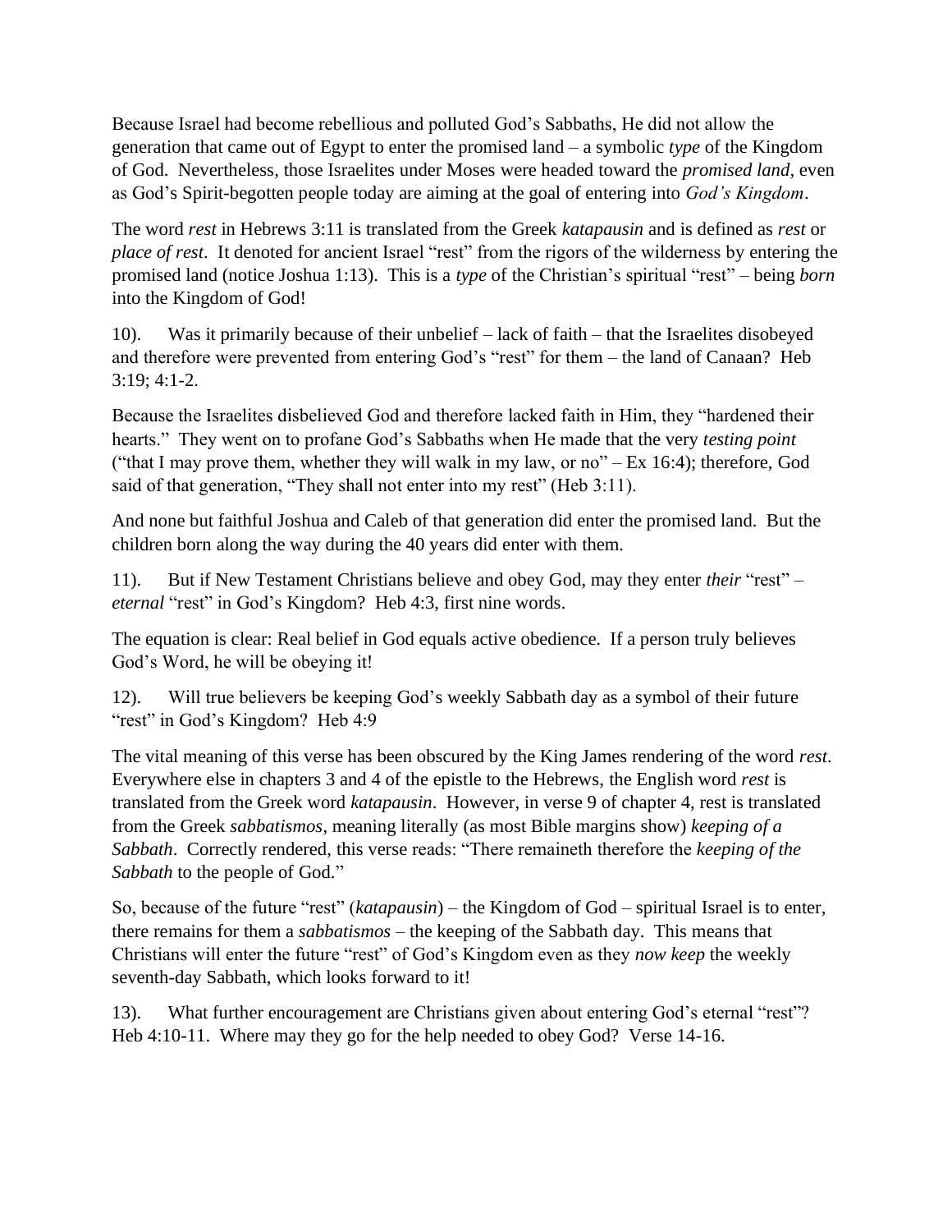Because Israel had become rebellious and polluted God's Sabbaths, He did not allow the generation that came out of Egypt to enter the promised land – a symbolic *type* of the Kingdom of God. Nevertheless, those Israelites under Moses were headed toward the *promised land*, even as God's Spirit-begotten people today are aiming at the goal of entering into *God's Kingdom*.

The word *rest* in Hebrews 3:11 is translated from the Greek *katapausin* and is defined as *rest* or *place of rest*. It denoted for ancient Israel "rest" from the rigors of the wilderness by entering the promised land (notice Joshua 1:13). This is a *type* of the Christian's spiritual "rest" – being *born* into the Kingdom of God!

10). Was it primarily because of their unbelief – lack of faith – that the Israelites disobeyed and therefore were prevented from entering God's "rest" for them – the land of Canaan? Heb 3:19; 4:1-2.

Because the Israelites disbelieved God and therefore lacked faith in Him, they "hardened their hearts." They went on to profane God's Sabbaths when He made that the very *testing point* ("that I may prove them, whether they will walk in my law, or no" – Ex 16:4); therefore, God said of that generation, "They shall not enter into my rest" (Heb 3:11).

And none but faithful Joshua and Caleb of that generation did enter the promised land. But the children born along the way during the 40 years did enter with them.

11). But if New Testament Christians believe and obey God, may they enter *their* "rest" – *eternal* "rest" in God's Kingdom? Heb 4:3, first nine words.

The equation is clear: Real belief in God equals active obedience. If a person truly believes God's Word, he will be obeying it!

12). Will true believers be keeping God's weekly Sabbath day as a symbol of their future "rest" in God's Kingdom? Heb 4:9

The vital meaning of this verse has been obscured by the King James rendering of the word *rest*. Everywhere else in chapters 3 and 4 of the epistle to the Hebrews, the English word *rest* is translated from the Greek word *katapausin*. However, in verse 9 of chapter 4, rest is translated from the Greek *sabbatismos*, meaning literally (as most Bible margins show) *keeping of a Sabbath*. Correctly rendered, this verse reads: "There remaineth therefore the *keeping of the Sabbath* to the people of God."

So, because of the future "rest" (*katapausin*) – the Kingdom of God – spiritual Israel is to enter, there remains for them a *sabbatismos* – the keeping of the Sabbath day. This means that Christians will enter the future "rest" of God's Kingdom even as they *now keep* the weekly seventh-day Sabbath, which looks forward to it!

13). What further encouragement are Christians given about entering God's eternal "rest"? Heb 4:10-11. Where may they go for the help needed to obey God? Verse 14-16.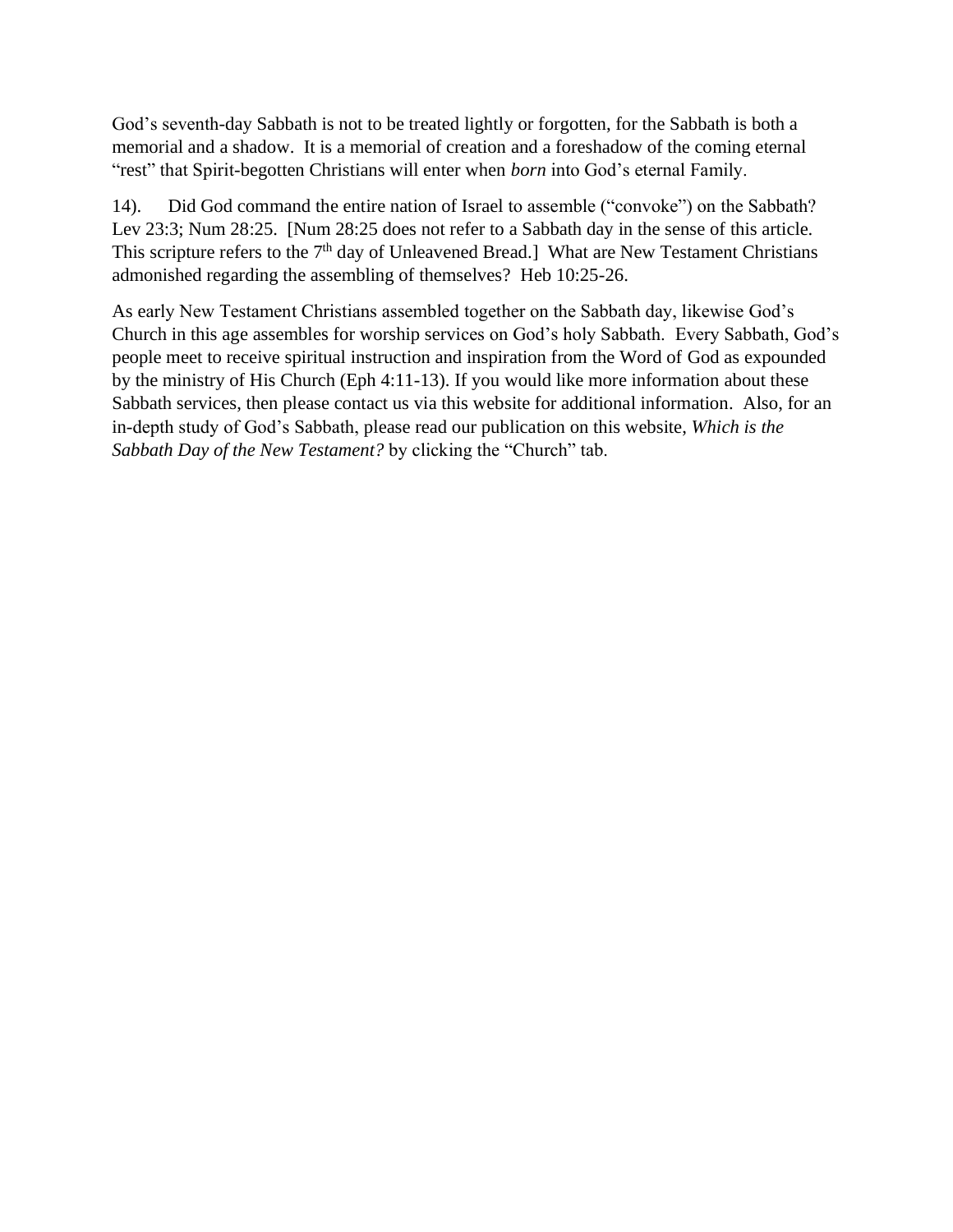God's seventh-day Sabbath is not to be treated lightly or forgotten, for the Sabbath is both a memorial and a shadow. It is a memorial of creation and a foreshadow of the coming eternal "rest" that Spirit-begotten Christians will enter when *born* into God's eternal Family.

14). Did God command the entire nation of Israel to assemble ("convoke") on the Sabbath? Lev 23:3; Num 28:25. [Num 28:25 does not refer to a Sabbath day in the sense of this article. This scripture refers to the 7th day of Unleavened Bread.] What are New Testament Christians admonished regarding the assembling of themselves? Heb 10:25-26.

As early New Testament Christians assembled together on the Sabbath day, likewise God's Church in this age assembles for worship services on God's holy Sabbath. Every Sabbath, God's people meet to receive spiritual instruction and inspiration from the Word of God as expounded by the ministry of His Church (Eph 4:11-13). If you would like more information about these Sabbath services, then please contact us via this website for additional information. Also, for an in-depth study of God's Sabbath, please read our publication on this website, *Which is the Sabbath Day of the New Testament?* by clicking the "Church" tab.